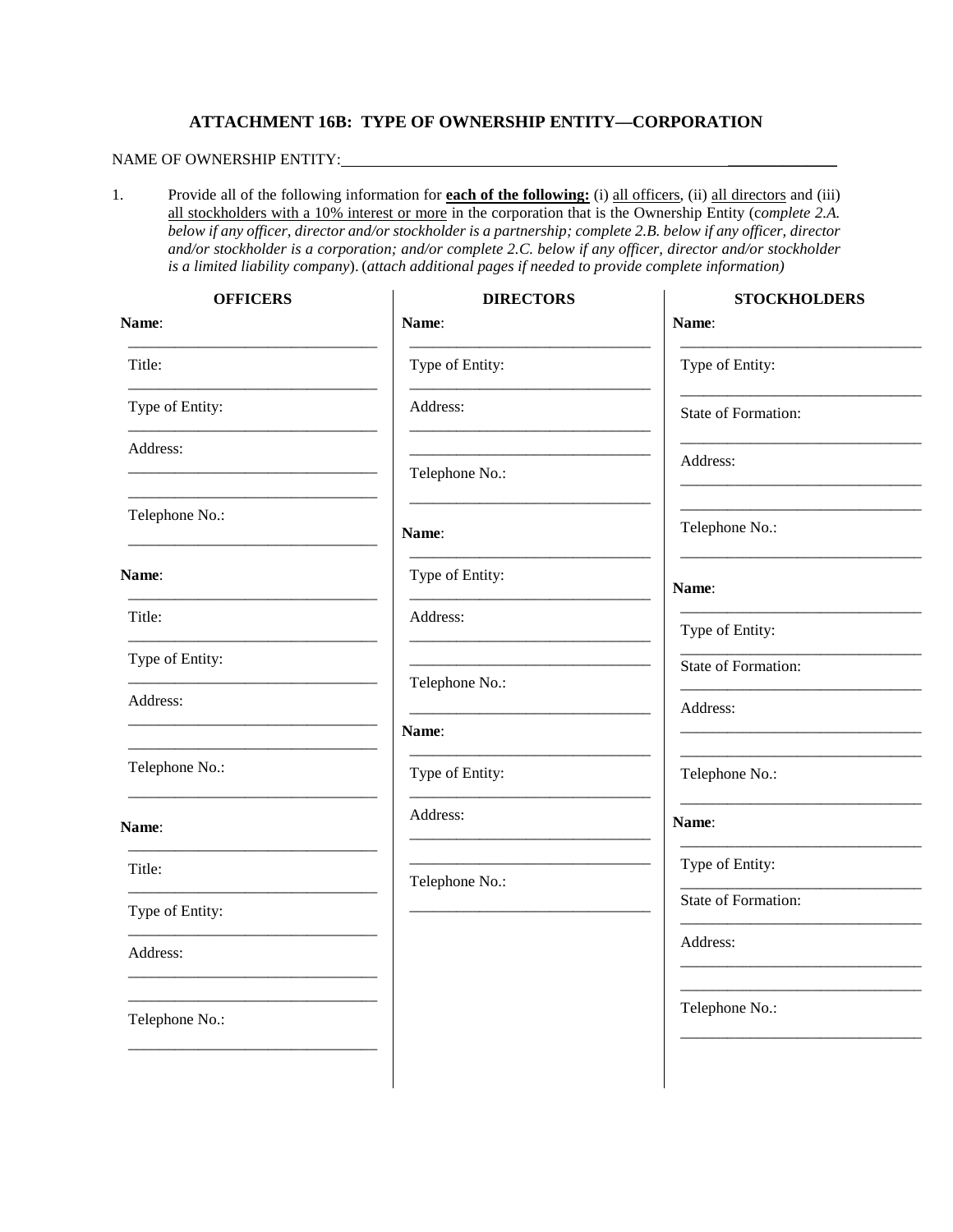## ATTACHMENT 16B: TYPE OF OWNERSHIP ENTITY—CORPORATION

NAME OF OWNERSHIP ENTITY:\_\_\_\_\_\_\_\_\_\_\_\_\_\_\_\_\_\_\_\_\_\_\_\_\_\_\_\_\_\_\_\_\_\_\_\_\_\_\_\_\_\_\_\_\_\_\_\_\_\_\_\_

1. Provide all of the following information for <u>**each of the following:**</u> (i) <u>all officers</u>, (ii) <u>all directors</u> and (iii) <u>all stockholders with a 10% interest or more</u> in the corporation that is the Ownership Entity (*complete 2.A. below if any officer, director and/or stockholder is a partnership; complete 2.B. below if any officer, director and/or stockholder is a corporation; and/or complete 2.C. below if any officer, director and/or stockholder is a limited liability company*). (*attach additional pages if needed to provide complete information)*

| OFFICERS | DIRECTORS | STOCKHOLDERS |
|---|---|---|
| **Name**: | **Name**: | **Name**: |
| Title: | Type of Entity: | Type of Entity: |
| Type of Entity: | Address: | State of Formation: |
| Address: | Telephone No.: | Address: |
| Telephone No.: | | Telephone No.: |
| **Name**: | **Name**: | **Name**: |
| Title: | Type of Entity: | Type of Entity: |
| Type of Entity: | Address: | State of Formation: |
| Address: | Telephone No.: | Address: |
| Telephone No.: | | Telephone No.: |
| **Name**: | **Name**: | **Name**: |
| Title: | Type of Entity: | Type of Entity: |
| Type of Entity: | Address: | State of Formation: |
| Address: | Telephone No.: | Address: |
| Telephone No.: | | Telephone No.: |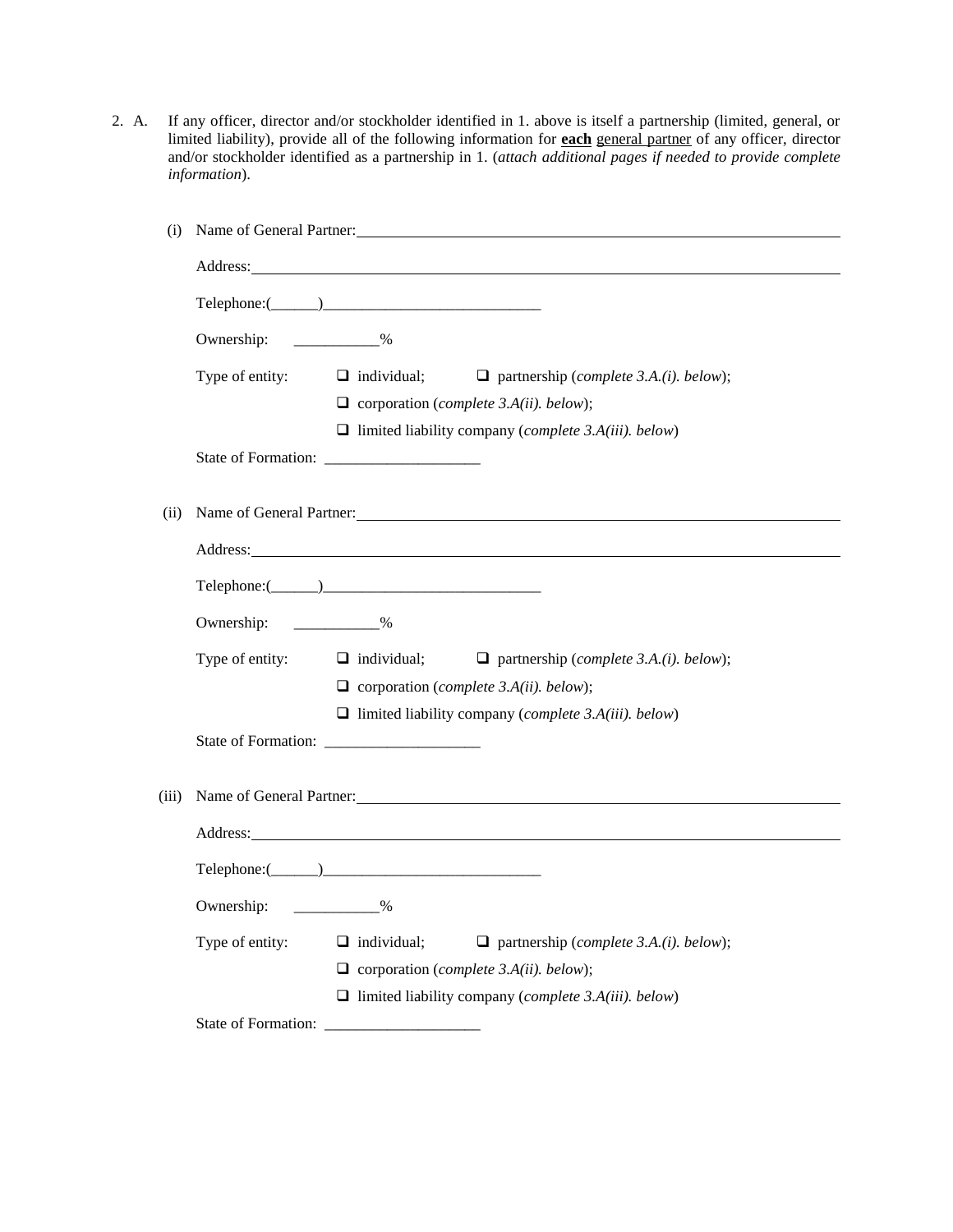2. A. If any officer, director and/or stockholder identified in 1. above is itself a partnership (limited, general, or limited liability), provide all of the following information for **each** general partner of any officer, director and/or stockholder identified as a partnership in 1. (*attach additional pages if needed to provide complete information*).

(i) Name of General Partner: ______________________________________________

Address: ______________________________________________

Telephone:(______)____________________________

Ownership: ___________%

Type of entity: ❑ individual; ❑ partnership (*complete 3.A.(i). below*);

❑ corporation (*complete 3.A(ii). below*);

❑ limited liability company (*complete 3.A(iii). below*)

State of Formation: ____________________

(ii) Name of General Partner: ______________________________________________

Address: ______________________________________________

Telephone:(______)____________________________

Ownership: ___________%

Type of entity: ❑ individual; ❑ partnership (*complete 3.A.(i). below*);

❑ corporation (*complete 3.A(ii). below*);

❑ limited liability company (*complete 3.A(iii). below*)

State of Formation: ____________________

(iii) Name of General Partner: ______________________________________________

Address: ______________________________________________

Telephone:(______)____________________________

Ownership: ___________%

Type of entity: ❑ individual; ❑ partnership (*complete 3.A.(i). below*);

❑ corporation (*complete 3.A(ii). below*);

❑ limited liability company (*complete 3.A(iii). below*)

State of Formation: ____________________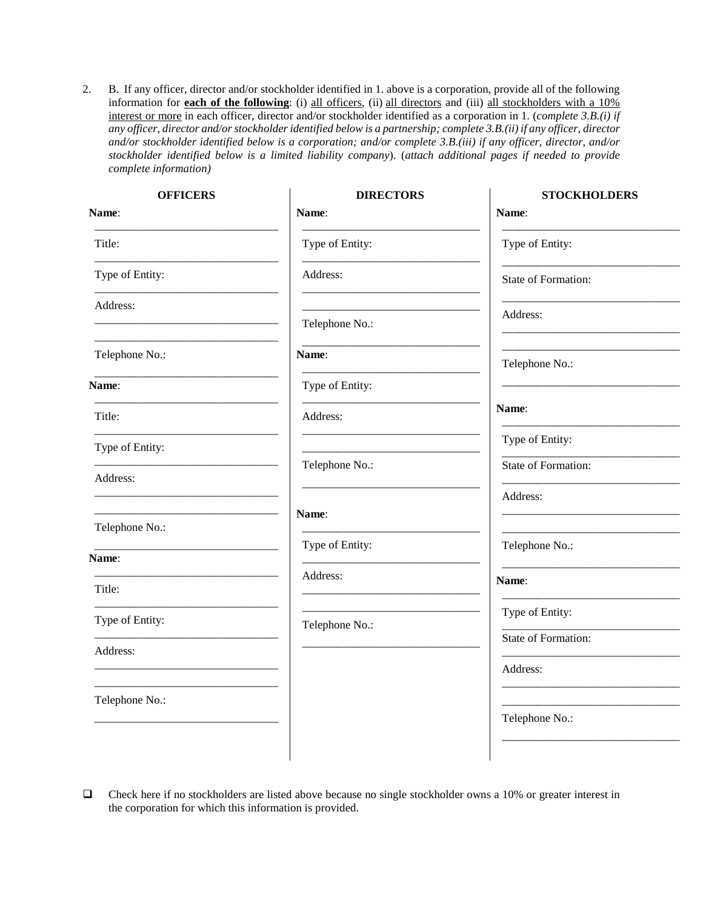2. B. If any officer, director and/or stockholder identified in 1. above is a corporation, provide all of the following information for **each of the following**: (i) all officers, (ii) all directors and (iii) all stockholders with a 10% interest or more in each officer, director and/or stockholder identified as a corporation in 1. (*complete 3.B.(i) if any officer, director and/or stockholder identified below is a partnership; complete 3.B.(ii) if any officer, director and/or stockholder identified below is a corporation; and/or complete 3.B.(iii) if any officer, director, and/or stockholder identified below is a limited liability company*). (*attach additional pages if needed to provide complete information)*

**OFFICERS**

**Name**: ______________________________

Title: ______________________________

Type of Entity: ______________________________

Address: ______________________________

______________________________

Telephone No.: ______________________________

**Name**: ______________________________

Title: ______________________________

Type of Entity: ______________________________

Address: ______________________________

______________________________

Telephone No.: ______________________________

**Name**: ______________________________

Title: ______________________________

Type of Entity: ______________________________

Address: ______________________________

______________________________

Telephone No.: ______________________________

**DIRECTORS**

**Name**: ______________________________

Type of Entity: ______________________________

Address: ______________________________

______________________________

Telephone No.: ______________________________

**Name**: ______________________________

Type of Entity: ______________________________

Address: ______________________________

______________________________

Telephone No.: ______________________________

**Name**: ______________________________

Type of Entity: ______________________________

Address: ______________________________

______________________________

Telephone No.: ______________________________

**STOCKHOLDERS**

**Name**: ______________________________

Type of Entity: ______________________________

State of Formation: ______________________________

Address: ______________________________

______________________________

Telephone No.: ______________________________

**Name**: ______________________________

Type of Entity: ______________________________

State of Formation: ______________________________

Address: ______________________________

______________________________

Telephone No.: ______________________________

**Name**: ______________________________

Type of Entity: ______________________________

State of Formation: ______________________________

Address: ______________________________

______________________________

Telephone No.: ______________________________

❑ Check here if no stockholders are listed above because no single stockholder owns a 10% or greater interest in the corporation for which this information is provided.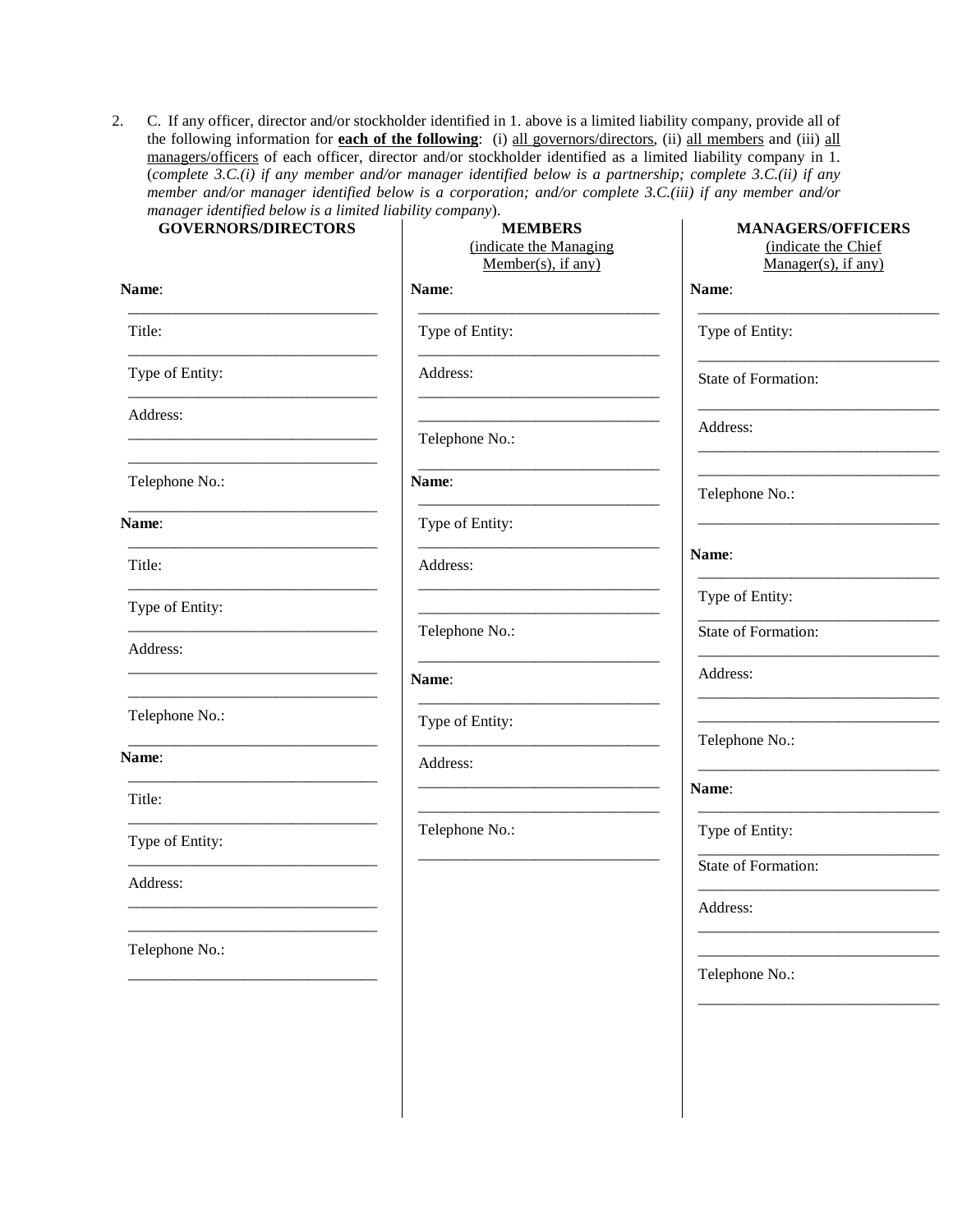2. C. If any officer, director and/or stockholder identified in 1. above is a limited liability company, provide all of the following information for **each of the following**: (i) all governors/directors, (ii) all members and (iii) all managers/officers of each officer, director and/or stockholder identified as a limited liability company in 1. (*complete 3.C.(i) if any member and/or manager identified below is a partnership; complete 3.C.(ii) if any member and/or manager identified below is a corporation; and/or complete 3.C.(iii) if any member and/or manager identified below is a limited liability company*).

**GOVERNORS/DIRECTORS**

**Name**: ________________________________

Title: ________________________________

Type of Entity: ________________________________

Address: ________________________________

________________________________

Telephone No.: ________________________________

**Name**: ________________________________

Title: ________________________________

Type of Entity: ________________________________

Address: ________________________________

________________________________

Telephone No.: ________________________________

**Name**: ________________________________

Title: ________________________________

Type of Entity: ________________________________

Address: ________________________________

________________________________

Telephone No.: ________________________________

**MEMBERS**
(indicate the Managing Member(s), if any)

**Name**: ________________________________

Type of Entity: ________________________________

Address: ________________________________

________________________________

Telephone No.: ________________________________

**Name**: ________________________________

Type of Entity: ________________________________

Address: ________________________________

________________________________

Telephone No.: ________________________________

**Name**: ________________________________

Type of Entity: ________________________________

Address: ________________________________

________________________________

Telephone No.: ________________________________

**MANAGERS/OFFICERS**
(indicate the Chief Manager(s), if any)

**Name**: ________________________________

Type of Entity: ________________________________

State of Formation: ________________________________

Address: ________________________________

________________________________

Telephone No.: ________________________________

**Name**: ________________________________

Type of Entity: ________________________________

State of Formation: ________________________________

Address: ________________________________

________________________________

Telephone No.: ________________________________

**Name**: ________________________________

Type of Entity: ________________________________

State of Formation: ________________________________

Address: ________________________________

________________________________

Telephone No.: ________________________________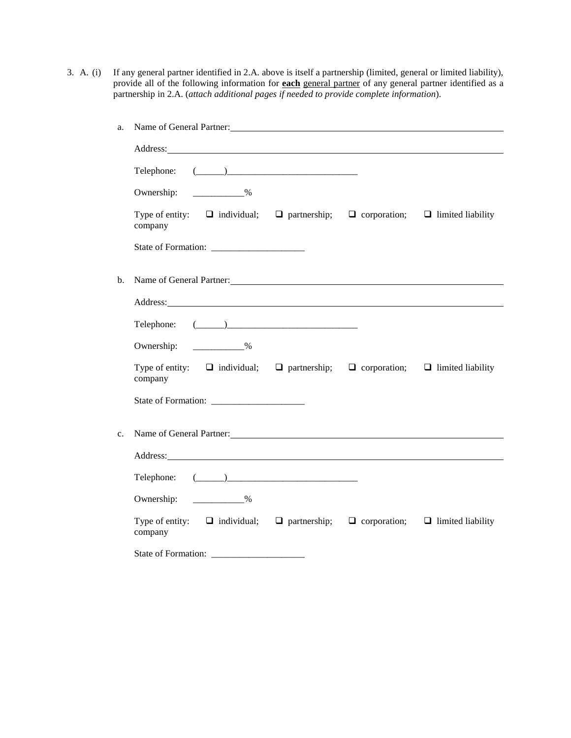3. A. (i) If any general partner identified in 2.A. above is itself a partnership (limited, general or limited liability), provide all of the following information for **each** general partner of any general partner identified as a partnership in 2.A. (*attach additional pages if needed to provide complete information*).

a. Name of General Partner: ______________________________________________

Address: ______________________________________________

Telephone: (______)____________________________

Ownership: ___________%

Type of entity: ❑ individual; ❑ partnership; ❑ corporation; ❑ limited liability company

State of Formation: ____________________

b. Name of General Partner: ______________________________________________

Address: ______________________________________________

Telephone: (______)____________________________

Ownership: ___________%

Type of entity: ❑ individual; ❑ partnership; ❑ corporation; ❑ limited liability company

State of Formation: ____________________

c. Name of General Partner: ______________________________________________

Address: ______________________________________________

Telephone: (______)____________________________

Ownership: ___________%

Type of entity: ❑ individual; ❑ partnership; ❑ corporation; ❑ limited liability company

State of Formation: ____________________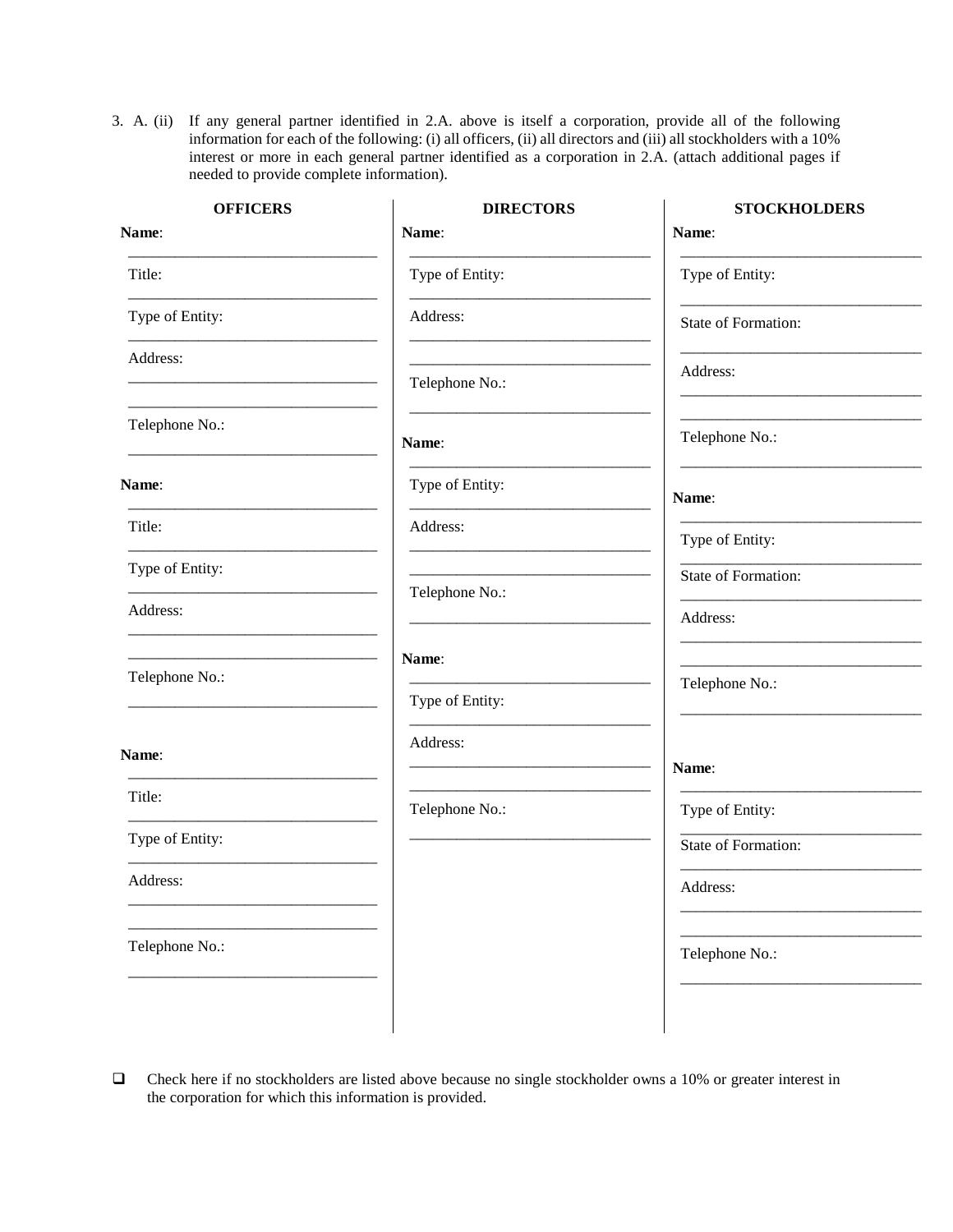3. A. (ii) If any general partner identified in 2.A. above is itself a corporation, provide all of the following information for each of the following: (i) all officers, (ii) all directors and (iii) all stockholders with a 10% interest or more in each general partner identified as a corporation in 2.A. (attach additional pages if needed to provide complete information).

| OFFICERS | DIRECTORS | STOCKHOLDERS |
|---|---|---|
| **Name**: ______________________ | **Name**: ______________________ | **Name**: ______________________ |
| Title: ______________________ | Type of Entity: ______________________ | Type of Entity: ______________________ |
| Type of Entity: ______________________ | Address: ______________________ ______________________ | State of Formation: ______________________ |
| Address: ______________________ ______________________ | Telephone No.: ______________________ | Address: ______________________ ______________________ |
| Telephone No.: ______________________ | | Telephone No.: ______________________ |
| **Name**: ______________________ | **Name**: ______________________ | **Name**: ______________________ |
| Title: ______________________ | Type of Entity: ______________________ | Type of Entity: ______________________ |
| Type of Entity: ______________________ | Address: ______________________ ______________________ | State of Formation: ______________________ |
| Address: ______________________ ______________________ | Telephone No.: ______________________ | Address: ______________________ ______________________ |
| Telephone No.: ______________________ | | Telephone No.: ______________________ |
| **Name**: ______________________ | **Name**: ______________________ | **Name**: ______________________ |
| Title: ______________________ | Type of Entity: ______________________ | Type of Entity: ______________________ |
| Type of Entity: ______________________ | Address: ______________________ ______________________ | State of Formation: ______________________ |
| Address: ______________________ ______________________ | Telephone No.: ______________________ | Address: ______________________ ______________________ |
| Telephone No.: ______________________ | | Telephone No.: ______________________ |

☐ Check here if no stockholders are listed above because no single stockholder owns a 10% or greater interest in the corporation for which this information is provided.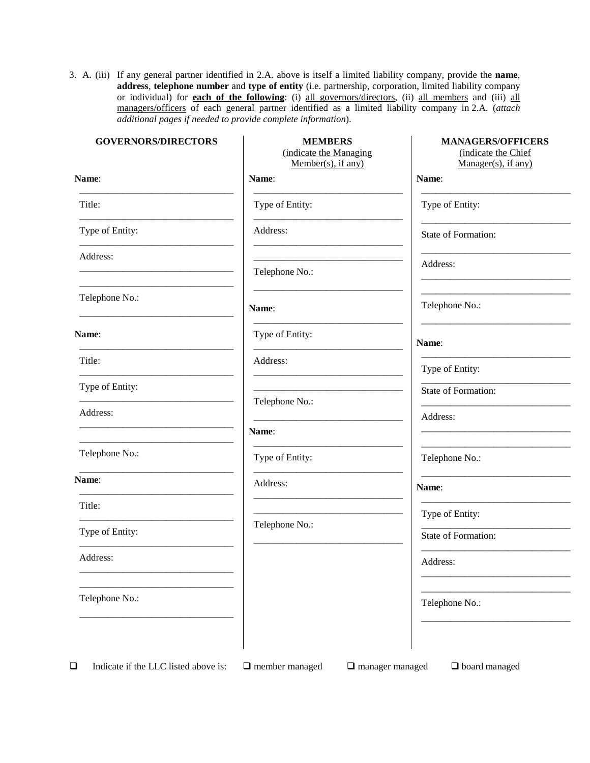3\. A. (iii) If any general partner identified in 2.A. above is itself a limited liability company, provide the **name**, **address**, **telephone number** and **type of entity** (i.e. partnership, corporation, limited liability company or individual) for **each of the following**: (i) all governors/directors, (ii) all members and (iii) all managers/officers of each general partner identified as a limited liability company in 2.A. (*attach additional pages if needed to provide complete information*).

**GOVERNORS/DIRECTORS**

**Name**: ______________________________

Title: ______________________________

Type of Entity: ______________________________

Address: ______________________________

______________________________

Telephone No.: ______________________________

**Name**: ______________________________

Title: ______________________________

Type of Entity: ______________________________

Address: ______________________________

______________________________

Telephone No.: ______________________________

**Name**: ______________________________

Title: ______________________________

Type of Entity: ______________________________

Address: ______________________________

______________________________

Telephone No.: ______________________________

**MEMBERS**
(indicate the Managing Member(s), if any)

**Name**: ______________________________

Type of Entity: ______________________________

Address: ______________________________

______________________________

Telephone No.: ______________________________

**Name**: ______________________________

Type of Entity: ______________________________

Address: ______________________________

______________________________

Telephone No.: ______________________________

**Name**: ______________________________

Type of Entity: ______________________________

Address: ______________________________

______________________________

Telephone No.: ______________________________

**MANAGERS/OFFICERS**
(indicate the Chief Manager(s), if any)

**Name**: ______________________________

Type of Entity: ______________________________

State of Formation: ______________________________

Address: ______________________________

______________________________

Telephone No.: ______________________________

**Name**: ______________________________

Type of Entity: ______________________________

State of Formation: ______________________________

Address: ______________________________

______________________________

Telephone No.: ______________________________

**Name**: ______________________________

Type of Entity: ______________________________

State of Formation: ______________________________

Address: ______________________________

______________________________

Telephone No.: ______________________________

❑ Indicate if the LLC listed above is: ❑ member managed ❑ manager managed ❑ board managed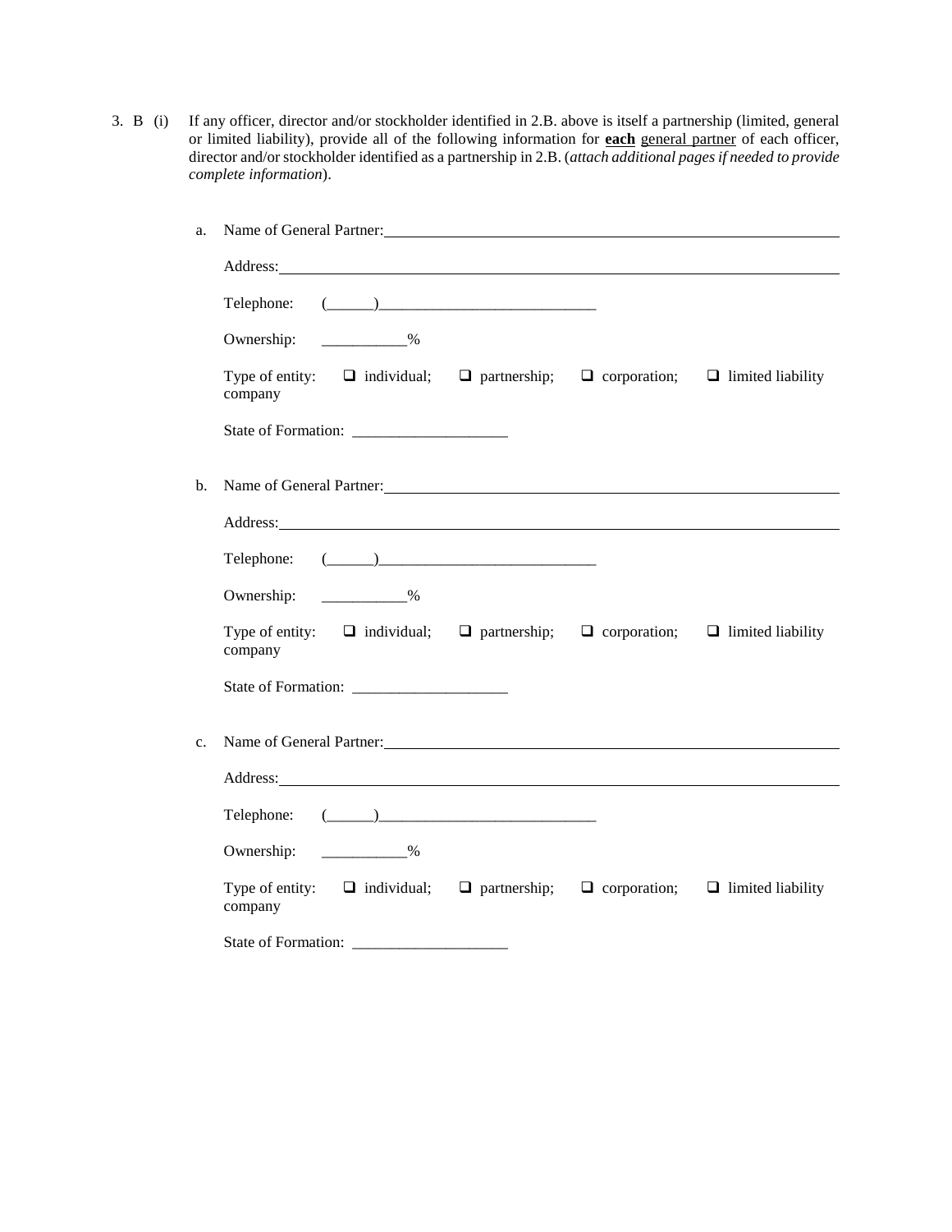3. B (i) If any officer, director and/or stockholder identified in 2.B. above is itself a partnership (limited, general or limited liability), provide all of the following information for **each** general partner of each officer, director and/or stockholder identified as a partnership in 2.B. (*attach additional pages if needed to provide complete information*).

a. Name of General Partner: ____________________________________________

Address: ____________________________________________

Telephone: (______)____________________________

Ownership: ___________%

Type of entity: ❑ individual; ❑ partnership; ❑ corporation; ❑ limited liability company

State of Formation: ____________________

b. Name of General Partner: ____________________________________________

Address: ____________________________________________

Telephone: (______)____________________________

Ownership: ___________%

Type of entity: ❑ individual; ❑ partnership; ❑ corporation; ❑ limited liability company

State of Formation: ____________________

c. Name of General Partner: ____________________________________________

Address: ____________________________________________

Telephone: (______)____________________________

Ownership: ___________%

Type of entity: ❑ individual; ❑ partnership; ❑ corporation; ❑ limited liability company

State of Formation: ____________________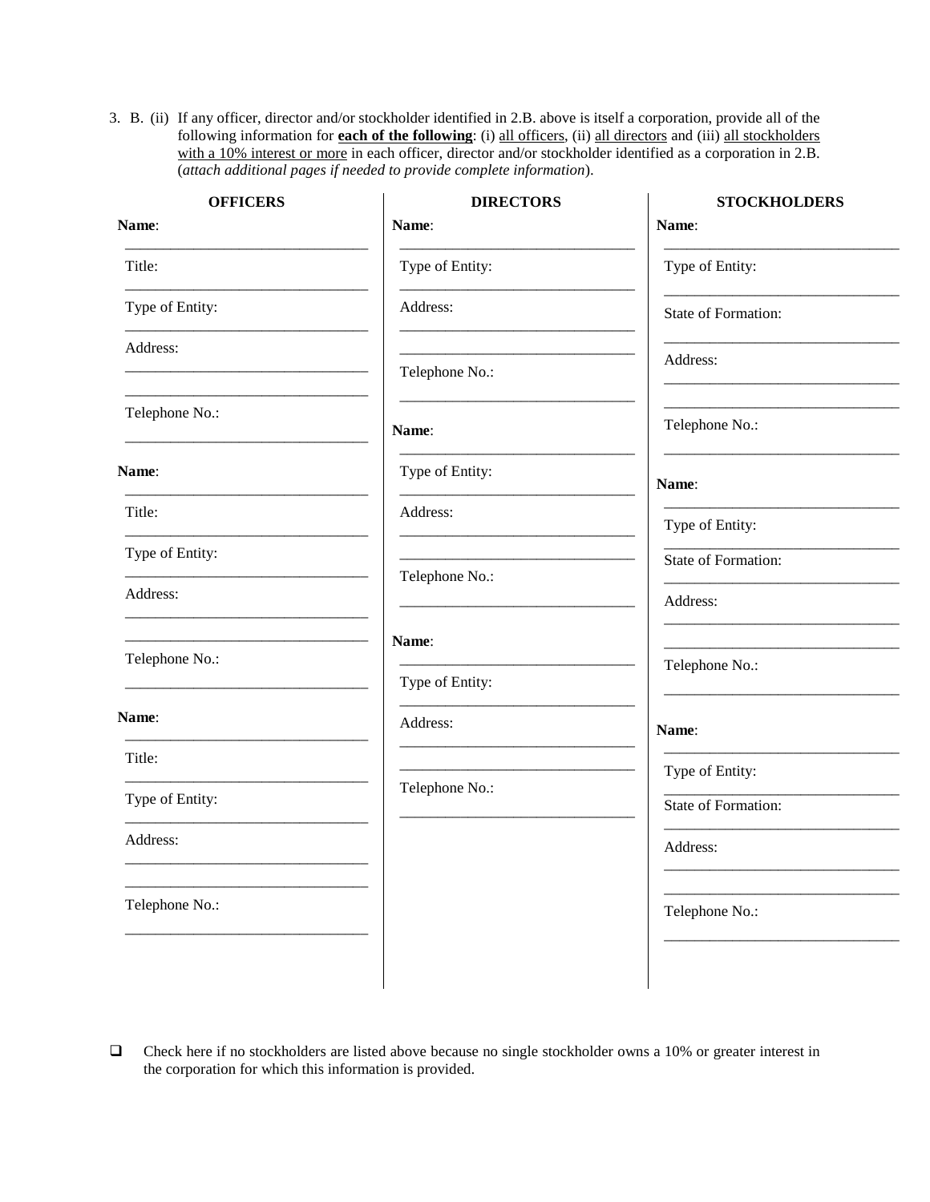3. B. (ii) If any officer, director and/or stockholder identified in 2.B. above is itself a corporation, provide all of the following information for **each of the following**: (i) all officers, (ii) all directors and (iii) all stockholders with a 10% interest or more in each officer, director and/or stockholder identified as a corporation in 2.B. (*attach additional pages if needed to provide complete information*).

| OFFICERS | DIRECTORS | STOCKHOLDERS |
|---|---|---|
| **Name**: ______________ | **Name**: ______________ | **Name**: ______________ |
| Title: ______________ | Type of Entity: ______________ | Type of Entity: ______________ |
| Type of Entity: ______________ | Address: ______________ | State of Formation: ______________ |
| Address: ______________ | Telephone No.: ______________ | Address: ______________ |
| Telephone No.: ______________ | | Telephone No.: ______________ |
| **Name**: ______________ | **Name**: ______________ | **Name**: ______________ |
| Title: ______________ | Type of Entity: ______________ | Type of Entity: ______________ |
| Type of Entity: ______________ | Address: ______________ | State of Formation: ______________ |
| Address: ______________ | Telephone No.: ______________ | Address: ______________ |
| Telephone No.: ______________ | | Telephone No.: ______________ |
| **Name**: ______________ | **Name**: ______________ | **Name**: ______________ |
| Title: ______________ | Type of Entity: ______________ | Type of Entity: ______________ |
| Type of Entity: ______________ | Address: ______________ | State of Formation: ______________ |
| Address: ______________ | Telephone No.: ______________ | Address: ______________ |
| Telephone No.: ______________ | | Telephone No.: ______________ |

☐ Check here if no stockholders are listed above because no single stockholder owns a 10% or greater interest in the corporation for which this information is provided.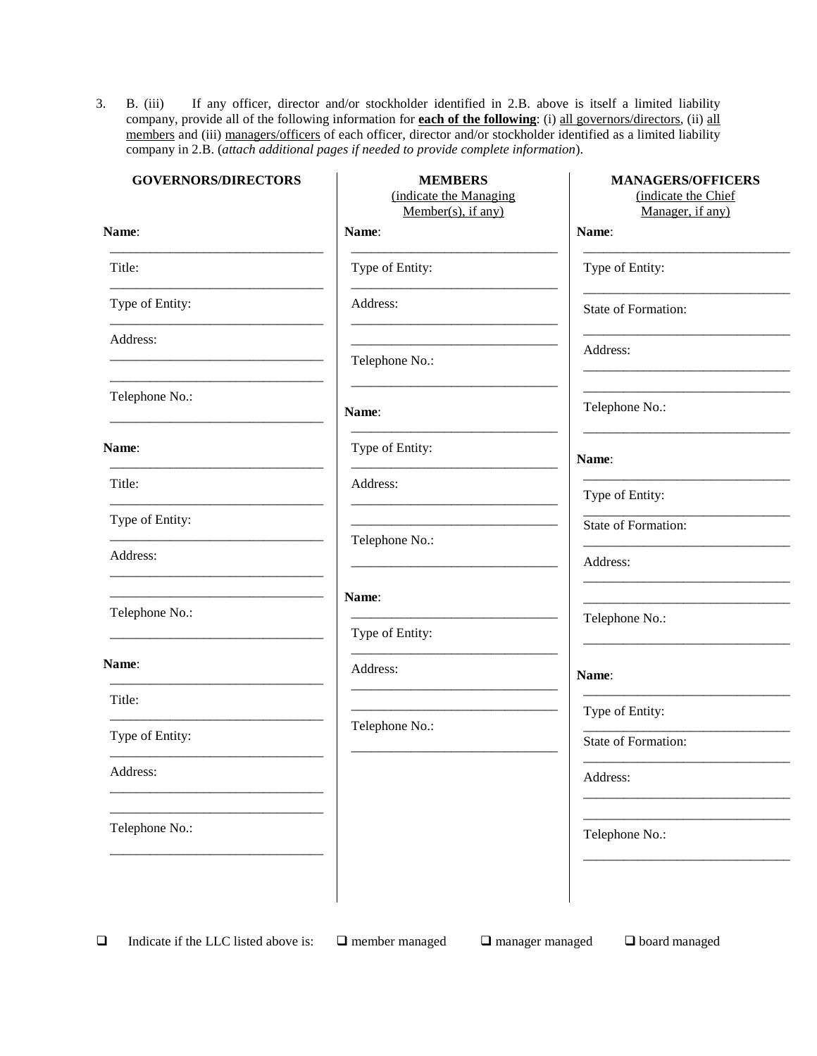3. B. (iii) If any officer, director and/or stockholder identified in 2.B. above is itself a limited liability company, provide all of the following information for **each of the following**: (i) all governors/directors, (ii) all members and (iii) managers/officers of each officer, director and/or stockholder identified as a limited liability company in 2.B. (*attach additional pages if needed to provide complete information*).

**GOVERNORS/DIRECTORS**

**Name**: ______________________________

Title: ______________________________

Type of Entity: ______________________________

Address: ______________________________

______________________________

Telephone No.: ______________________________

**Name**: ______________________________

Title: ______________________________

Type of Entity: ______________________________

Address: ______________________________

______________________________

Telephone No.: ______________________________

**Name**: ______________________________

Title: ______________________________

Type of Entity: ______________________________

Address: ______________________________

______________________________

Telephone No.: ______________________________

**MEMBERS**
(indicate the Managing Member(s), if any)

**Name**: ______________________________

Type of Entity: ______________________________

Address: ______________________________

______________________________

Telephone No.: ______________________________

**Name**: ______________________________

Type of Entity: ______________________________

Address: ______________________________

______________________________

Telephone No.: ______________________________

**Name**: ______________________________

Type of Entity: ______________________________

Address: ______________________________

______________________________

Telephone No.: ______________________________

**MANAGERS/OFFICERS**
(indicate the Chief Manager, if any)

**Name**: ______________________________

Type of Entity: ______________________________

State of Formation: ______________________________

Address: ______________________________

______________________________

Telephone No.: ______________________________

**Name**: ______________________________

Type of Entity: ______________________________

State of Formation: ______________________________

Address: ______________________________

______________________________

Telephone No.: ______________________________

**Name**: ______________________________

Type of Entity: ______________________________

State of Formation: ______________________________

Address: ______________________________

______________________________

Telephone No.: ______________________________

❑ Indicate if the LLC listed above is: ❑ member managed ❑ manager managed ❑ board managed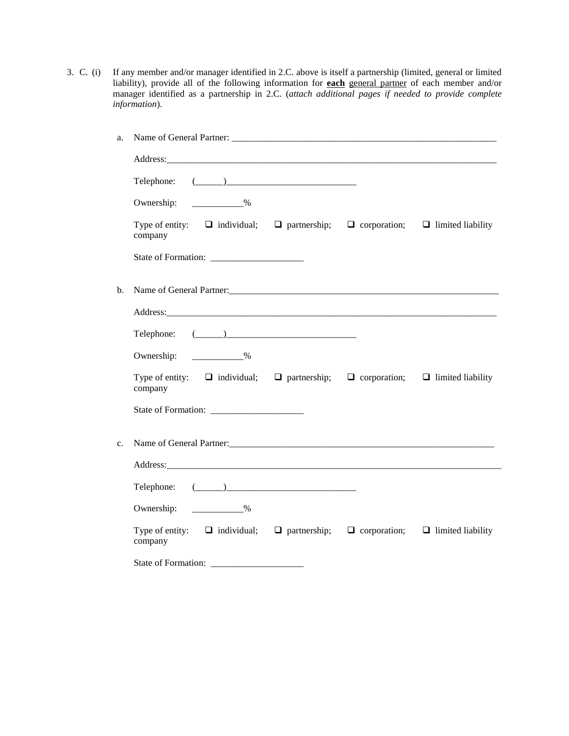3. C. (i) If any member and/or manager identified in 2.C. above is itself a partnership (limited, general or limited liability), provide all of the following information for **each** general partner of each member and/or manager identified as a partnership in 2.C. (*attach additional pages if needed to provide complete information*).

a. Name of General Partner: ____________________________________________________________

Address:____________________________________________________________________________

Telephone: (______)____________________________

Ownership: ___________%

Type of entity: ❑ individual; ❑ partnership; ❑ corporation; ❑ limited liability company

State of Formation: ____________________

b. Name of General Partner:____________________________________________________________

Address:____________________________________________________________________________

Telephone: (______)____________________________

Ownership: ___________%

Type of entity: ❑ individual; ❑ partnership; ❑ corporation; ❑ limited liability company

State of Formation: ____________________

c. Name of General Partner:____________________________________________________________

Address:____________________________________________________________________________

Telephone: (______)____________________________

Ownership: ___________%

Type of entity: ❑ individual; ❑ partnership; ❑ corporation; ❑ limited liability company

State of Formation: ____________________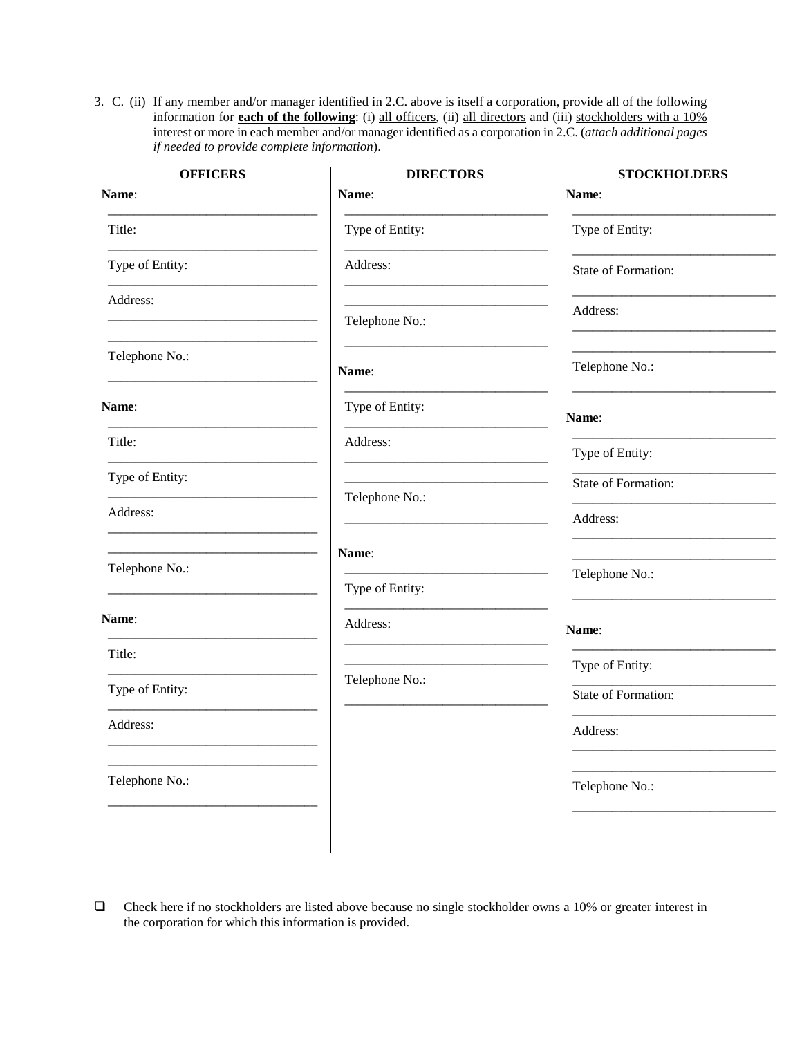3. C. (ii) If any member and/or manager identified in 2.C. above is itself a corporation, provide all of the following information for **each of the following**: (i) all officers, (ii) all directors and (iii) stockholders with a 10% interest or more in each member and/or manager identified as a corporation in 2.C. (*attach additional pages if needed to provide complete information*).

**OFFICERS**

**Name**: ______________________________

Title: ______________________________

Type of Entity: ______________________________

Address: ______________________________

______________________________

Telephone No.: ______________________________

**Name**: ______________________________

Title: ______________________________

Type of Entity: ______________________________

Address: ______________________________

______________________________

Telephone No.: ______________________________

**Name**: ______________________________

Title: ______________________________

Type of Entity: ______________________________

Address: ______________________________

______________________________

Telephone No.: ______________________________

**DIRECTORS**

**Name**: ______________________________

Type of Entity: ______________________________

Address: ______________________________

______________________________

Telephone No.: ______________________________

**Name**: ______________________________

Type of Entity: ______________________________

Address: ______________________________

______________________________

Telephone No.: ______________________________

**Name**: ______________________________

Type of Entity: ______________________________

Address: ______________________________

______________________________

Telephone No.: ______________________________

**STOCKHOLDERS**

**Name**: ______________________________

Type of Entity: ______________________________

State of Formation: ______________________________

Address: ______________________________

______________________________

Telephone No.: ______________________________

**Name**: ______________________________

Type of Entity: ______________________________

State of Formation: ______________________________

Address: ______________________________

______________________________

Telephone No.: ______________________________

**Name**: ______________________________

Type of Entity: ______________________________

State of Formation: ______________________________

Address: ______________________________

______________________________

Telephone No.: ______________________________

☐ Check here if no stockholders are listed above because no single stockholder owns a 10% or greater interest in the corporation for which this information is provided.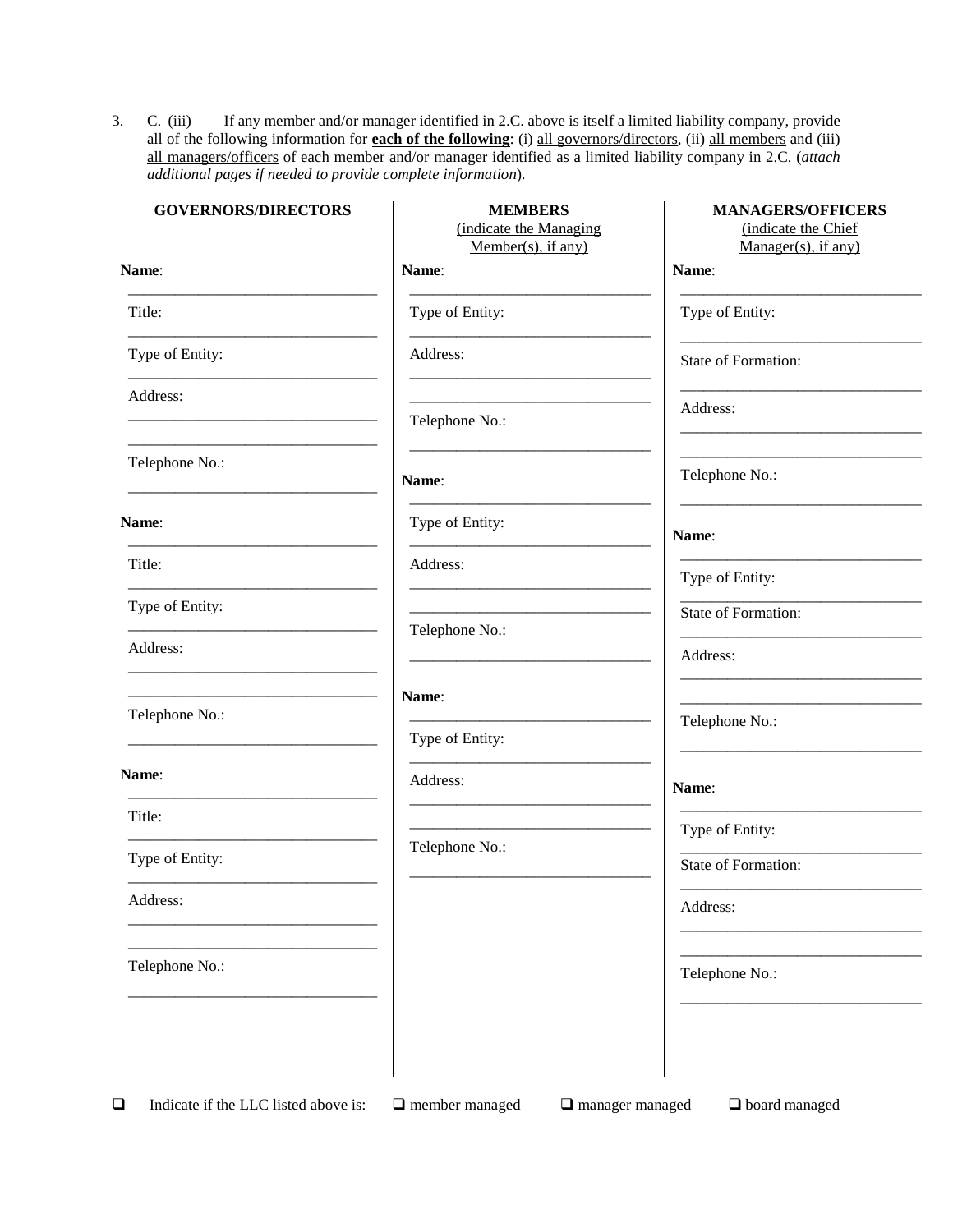3. C. (iii) If any member and/or manager identified in 2.C. above is itself a limited liability company, provide all of the following information for **each of the following**: (i) all governors/directors, (ii) all members and (iii) all managers/officers of each member and/or manager identified as a limited liability company in 2.C. (*attach additional pages if needed to provide complete information*).

**GOVERNORS/DIRECTORS**

**Name**: ______________________________

Title: ______________________________

Type of Entity: ______________________________

Address: ______________________________

______________________________

Telephone No.: ______________________________

**Name**: ______________________________

Title: ______________________________

Type of Entity: ______________________________

Address: ______________________________

______________________________

Telephone No.: ______________________________

**Name**: ______________________________

Title: ______________________________

Type of Entity: ______________________________

Address: ______________________________

______________________________

Telephone No.: ______________________________

**MEMBERS**
(indicate the Managing Member(s), if any)

**Name**: ______________________________

Type of Entity: ______________________________

Address: ______________________________

______________________________

Telephone No.: ______________________________

**Name**: ______________________________

Type of Entity: ______________________________

Address: ______________________________

______________________________

Telephone No.: ______________________________

**Name**: ______________________________

Type of Entity: ______________________________

Address: ______________________________

______________________________

Telephone No.: ______________________________

**MANAGERS/OFFICERS**
(indicate the Chief Manager(s), if any)

**Name**: ______________________________

Type of Entity: ______________________________

State of Formation: ______________________________

Address: ______________________________

______________________________

Telephone No.: ______________________________

**Name**: ______________________________

Type of Entity: ______________________________

State of Formation: ______________________________

Address: ______________________________

______________________________

Telephone No.: ______________________________

**Name**: ______________________________

Type of Entity: ______________________________

State of Formation: ______________________________

Address: ______________________________

______________________________

Telephone No.: ______________________________

☐ Indicate if the LLC listed above is: ☐ member managed ☐ manager managed ☐ board managed